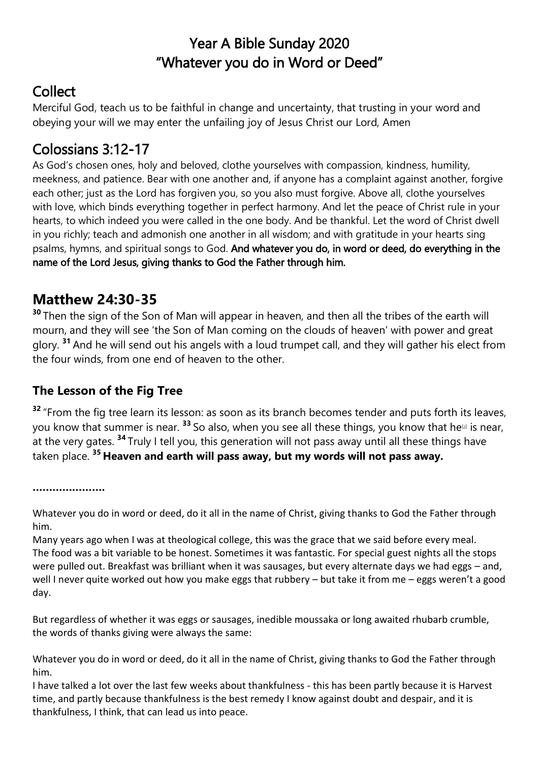# Year A Bible Sunday 2020
# "Whatever you do in Word or Deed"

## Collect

Merciful God, teach us to be faithful in change and uncertainty, that trusting in your word and obeying your will we may enter the unfailing joy of Jesus Christ our Lord, Amen

## Colossians 3:12-17

As God's chosen ones, holy and beloved, clothe yourselves with compassion, kindness, humility, meekness, and patience. Bear with one another and, if anyone has a complaint against another, forgive each other; just as the Lord has forgiven you, so you also must forgive. Above all, clothe yourselves with love, which binds everything together in perfect harmony. And let the peace of Christ rule in your hearts, to which indeed you were called in the one body. And be thankful. Let the word of Christ dwell in you richly; teach and admonish one another in all wisdom; and with gratitude in your hearts sing psalms, hymns, and spiritual songs to God. **And whatever you do, in word or deed, do everything in the name of the Lord Jesus, giving thanks to God the Father through him.**

## Matthew 24:30-35

[30] Then the sign of the Son of Man will appear in heaven, and then all the tribes of the earth will mourn, and they will see 'the Son of Man coming on the clouds of heaven' with power and great glory. [31] And he will send out his angels with a loud trumpet call, and they will gather his elect from the four winds, from one end of heaven to the other.

### The Lesson of the Fig Tree

[32] "From the fig tree learn its lesson: as soon as its branch becomes tender and puts forth its leaves, you know that summer is near. [33] So also, when you see all these things, you know that he[a] is near, at the very gates. [34] Truly I tell you, this generation will not pass away until all these things have taken place. [35] **Heaven and earth will pass away, but my words will not pass away.**

**…………………**

Whatever you do in word or deed, do it all in the name of Christ, giving thanks to God the Father through him.

Many years ago when I was at theological college, this was the grace that we said before every meal. The food was a bit variable to be honest. Sometimes it was fantastic. For special guest nights all the stops were pulled out. Breakfast was brilliant when it was sausages, but every alternate days we had eggs – and, well I never quite worked out how you make eggs that rubbery – but take it from me – eggs weren't a good day.

But regardless of whether it was eggs or sausages, inedible moussaka or long awaited rhubarb crumble, the words of thanks giving were always the same:

Whatever you do in word or deed, do it all in the name of Christ, giving thanks to God the Father through him.

I have talked a lot over the last few weeks about thankfulness - this has been partly because it is Harvest time, and partly because thankfulness is the best remedy I know against doubt and despair, and it is thankfulness, I think, that can lead us into peace.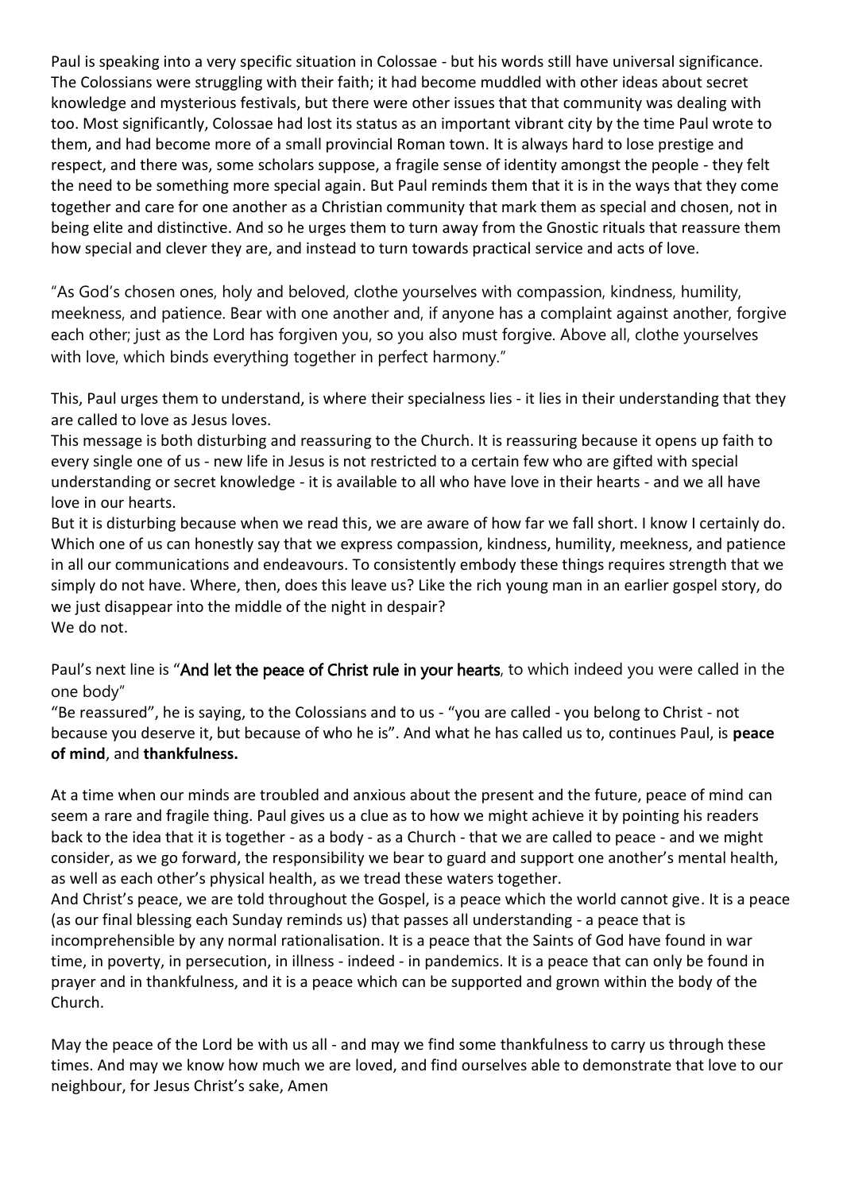Paul is speaking into a very specific situation in Colossae - but his words still have universal significance. The Colossians were struggling with their faith; it had become muddled with other ideas about secret knowledge and mysterious festivals, but there were other issues that that community was dealing with too. Most significantly, Colossae had lost its status as an important vibrant city by the time Paul wrote to them, and had become more of a small provincial Roman town. It is always hard to lose prestige and respect, and there was, some scholars suppose, a fragile sense of identity amongst the people - they felt the need to be something more special again. But Paul reminds them that it is in the ways that they come together and care for one another as a Christian community that mark them as special and chosen, not in being elite and distinctive. And so he urges them to turn away from the Gnostic rituals that reassure them how special and clever they are, and instead to turn towards practical service and acts of love.

"As God's chosen ones, holy and beloved, clothe yourselves with compassion, kindness, humility, meekness, and patience. Bear with one another and, if anyone has a complaint against another, forgive each other; just as the Lord has forgiven you, so you also must forgive. Above all, clothe yourselves with love, which binds everything together in perfect harmony."

This, Paul urges them to understand, is where their specialness lies - it lies in their understanding that they are called to love as Jesus loves.

This message is both disturbing and reassuring to the Church. It is reassuring because it opens up faith to every single one of us - new life in Jesus is not restricted to a certain few who are gifted with special understanding or secret knowledge - it is available to all who have love in their hearts - and we all have love in our hearts.

But it is disturbing because when we read this, we are aware of how far we fall short. I know I certainly do. Which one of us can honestly say that we express compassion, kindness, humility, meekness, and patience in all our communications and endeavours. To consistently embody these things requires strength that we simply do not have. Where, then, does this leave us? Like the rich young man in an earlier gospel story, do we just disappear into the middle of the night in despair?

We do not.

Paul's next line is "And let the peace of Christ rule in your hearts, to which indeed you were called in the one body"

"Be reassured", he is saying, to the Colossians and to us - "you are called - you belong to Christ - not because you deserve it, but because of who he is". And what he has called us to, continues Paul, is **peace of mind**, and **thankfulness.**

At a time when our minds are troubled and anxious about the present and the future, peace of mind can seem a rare and fragile thing. Paul gives us a clue as to how we might achieve it by pointing his readers back to the idea that it is together - as a body - as a Church - that we are called to peace - and we might consider, as we go forward, the responsibility we bear to guard and support one another's mental health, as well as each other's physical health, as we tread these waters together.

And Christ's peace, we are told throughout the Gospel, is a peace which the world cannot give. It is a peace (as our final blessing each Sunday reminds us) that passes all understanding - a peace that is incomprehensible by any normal rationalisation. It is a peace that the Saints of God have found in war time, in poverty, in persecution, in illness - indeed - in pandemics. It is a peace that can only be found in prayer and in thankfulness, and it is a peace which can be supported and grown within the body of the Church.

May the peace of the Lord be with us all - and may we find some thankfulness to carry us through these times. And may we know how much we are loved, and find ourselves able to demonstrate that love to our neighbour, for Jesus Christ's sake, Amen